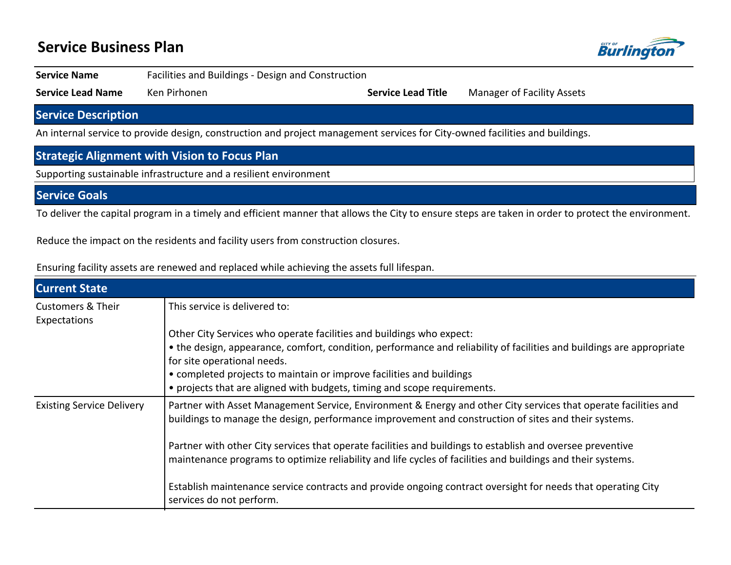# Service Business Plan

| | | | |
|---|---|---|---|
| **Service Name** | Facilities and Buildings - Design and Construction | | |
| **Service Lead Name** | Ken Pirhonen | **Service Lead Title** | Manager of Facility Assets |

## Service Description

An internal service to provide design, construction and project management services for City-owned facilities and buildings.

## Strategic Alignment with Vision to Focus Plan

Supporting sustainable infrastructure and a resilient environment

## Service Goals

To deliver the capital program in a timely and efficient manner that allows the City to ensure steps are taken in order to protect the environment.

Reduce the impact on the residents and facility users from construction closures.

Ensuring facility assets are renewed and replaced while achieving the assets full lifespan.

## Current State

| | |
|---|---|
| Customers & Their Expectations | This service is delivered to:<br><br>Other City Services who operate facilities and buildings who expect:<br>• the design, appearance, comfort, condition, performance and reliability of facilities and buildings are appropriate for site operational needs.<br>• completed projects to maintain or improve facilities and buildings<br>• projects that are aligned with budgets, timing and scope requirements. |
| Existing Service Delivery | Partner with Asset Management Service, Environment & Energy and other City services that operate facilities and buildings to manage the design, performance improvement and construction of sites and their systems.<br><br>Partner with other City services that operate facilities and buildings to establish and oversee preventive maintenance programs to optimize reliability and life cycles of facilities and buildings and their systems.<br><br>Establish maintenance service contracts and provide ongoing contract oversight for needs that operating City services do not perform. |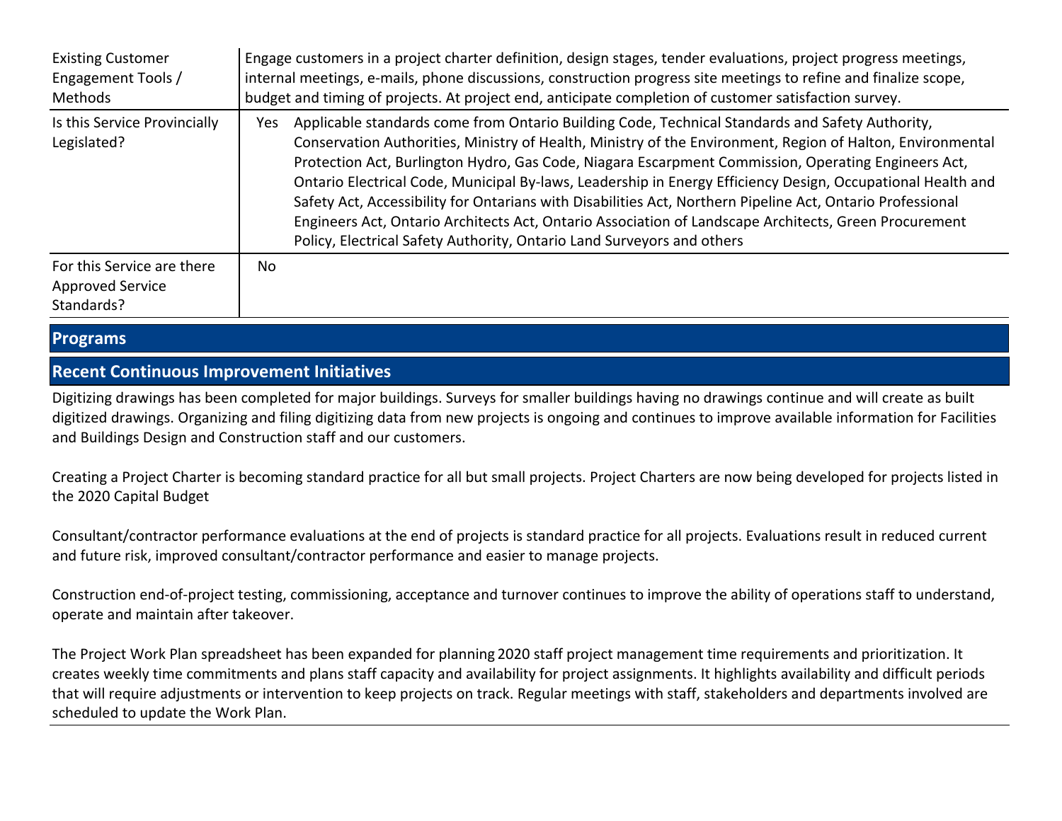| | |
|---|---|
| Existing Customer Engagement Tools / Methods | Engage customers in a project charter definition, design stages, tender evaluations, project progress meetings, internal meetings, e-mails, phone discussions, construction progress site meetings to refine and finalize scope, budget and timing of projects. At project end, anticipate completion of customer satisfaction survey. |
| Is this Service Provincially Legislated? | Yes Applicable standards come from Ontario Building Code, Technical Standards and Safety Authority, Conservation Authorities, Ministry of Health, Ministry of the Environment, Region of Halton, Environmental Protection Act, Burlington Hydro, Gas Code, Niagara Escarpment Commission, Operating Engineers Act, Ontario Electrical Code, Municipal By-laws, Leadership in Energy Efficiency Design, Occupational Health and Safety Act, Accessibility for Ontarians with Disabilities Act, Northern Pipeline Act, Ontario Professional Engineers Act, Ontario Architects Act, Ontario Association of Landscape Architects, Green Procurement Policy, Electrical Safety Authority, Ontario Land Surveyors and others |
| For this Service are there Approved Service Standards? | No |

## Programs

## Recent Continuous Improvement Initiatives

Digitizing drawings has been completed for major buildings. Surveys for smaller buildings having no drawings continue and will create as built digitized drawings. Organizing and filing digitizing data from new projects is ongoing and continues to improve available information for Facilities and Buildings Design and Construction staff and our customers.

Creating a Project Charter is becoming standard practice for all but small projects. Project Charters are now being developed for projects listed in the 2020 Capital Budget

Consultant/contractor performance evaluations at the end of projects is standard practice for all projects. Evaluations result in reduced current and future risk, improved consultant/contractor performance and easier to manage projects.

Construction end-of-project testing, commissioning, acceptance and turnover continues to improve the ability of operations staff to understand, operate and maintain after takeover.

The Project Work Plan spreadsheet has been expanded for planning 2020 staff project management time requirements and prioritization. It creates weekly time commitments and plans staff capacity and availability for project assignments. It highlights availability and difficult periods that will require adjustments or intervention to keep projects on track. Regular meetings with staff, stakeholders and departments involved are scheduled to update the Work Plan.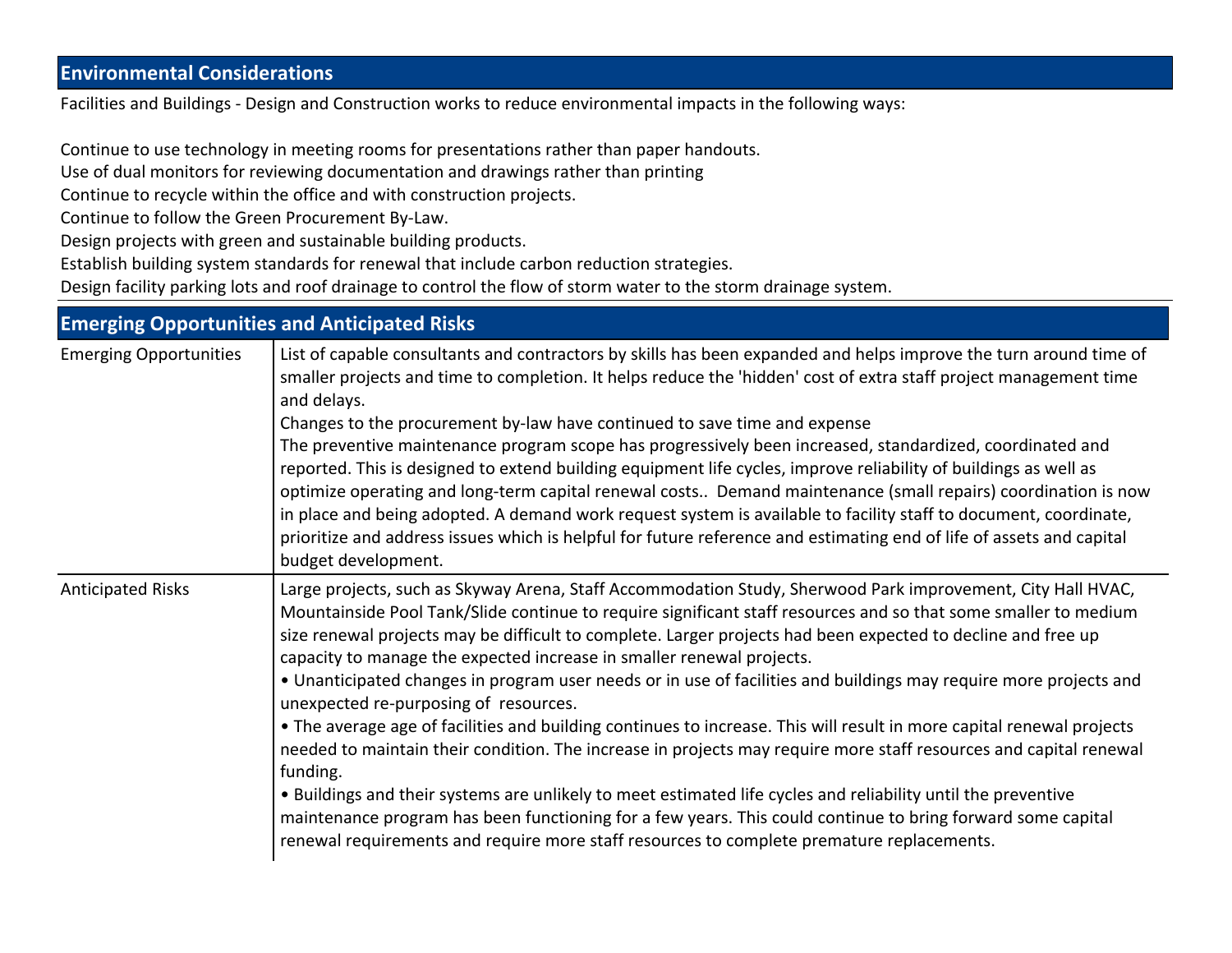## Environmental Considerations

Facilities and Buildings - Design and Construction works to reduce environmental impacts in the following ways:

Continue to use technology in meeting rooms for presentations rather than paper handouts.
Use of dual monitors for reviewing documentation and drawings rather than printing
Continue to recycle within the office and with construction projects.
Continue to follow the Green Procurement By-Law.
Design projects with green and sustainable building products.
Establish building system standards for renewal that include carbon reduction strategies.
Design facility parking lots and roof drainage to control the flow of storm water to the storm drainage system.

## Emerging Opportunities and Anticipated Risks

| | |
|---|---|
| Emerging Opportunities | List of capable consultants and contractors by skills has been expanded and helps improve the turn around time of smaller projects and time to completion. It helps reduce the 'hidden' cost of extra staff project management time and delays.<br>Changes to the procurement by-law have continued to save time and expense<br>The preventive maintenance program scope has progressively been increased, standardized, coordinated and reported. This is designed to extend building equipment life cycles, improve reliability of buildings as well as optimize operating and long-term capital renewal costs.. Demand maintenance (small repairs) coordination is now in place and being adopted. A demand work request system is available to facility staff to document, coordinate, prioritize and address issues which is helpful for future reference and estimating end of life of assets and capital budget development. |
| Anticipated Risks | Large projects, such as Skyway Arena, Staff Accommodation Study, Sherwood Park improvement, City Hall HVAC, Mountainside Pool Tank/Slide continue to require significant staff resources and so that some smaller to medium size renewal projects may be difficult to complete. Larger projects had been expected to decline and free up capacity to manage the expected increase in smaller renewal projects.<br>• Unanticipated changes in program user needs or in use of facilities and buildings may require more projects and unexpected re-purposing of resources.<br>• The average age of facilities and building continues to increase. This will result in more capital renewal projects needed to maintain their condition. The increase in projects may require more staff resources and capital renewal funding.<br>• Buildings and their systems are unlikely to meet estimated life cycles and reliability until the preventive maintenance program has been functioning for a few years. This could continue to bring forward some capital renewal requirements and require more staff resources to complete premature replacements. |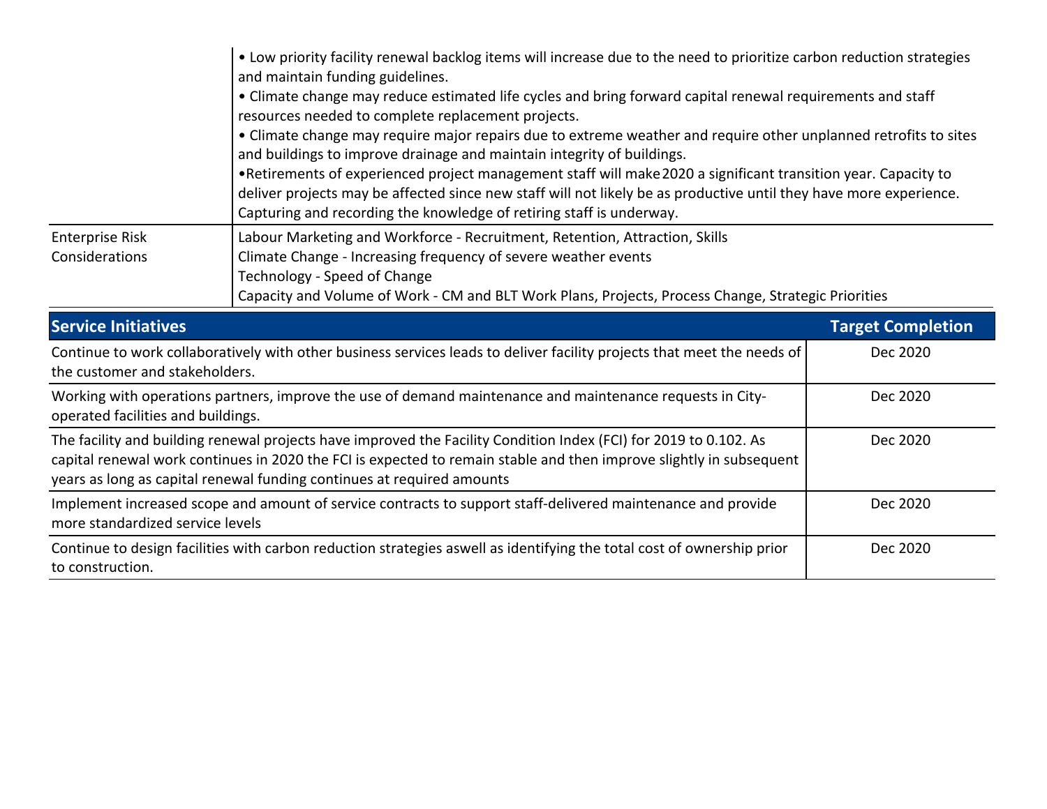| | |
|---|---|
| | • Low priority facility renewal backlog items will increase due to the need to prioritize carbon reduction strategies and maintain funding guidelines.<br>• Climate change may reduce estimated life cycles and bring forward capital renewal requirements and staff resources needed to complete replacement projects.<br>• Climate change may require major repairs due to extreme weather and require other unplanned retrofits to sites and buildings to improve drainage and maintain integrity of buildings.<br>•Retirements of experienced project management staff will make 2020 a significant transition year. Capacity to deliver projects may be affected since new staff will not likely be as productive until they have more experience. Capturing and recording the knowledge of retiring staff is underway. |
| Enterprise Risk Considerations | Labour Marketing and Workforce - Recruitment, Retention, Attraction, Skills<br>Climate Change - Increasing frequency of severe weather events<br>Technology - Speed of Change<br>Capacity and Volume of Work - CM and BLT Work Plans, Projects, Process Change, Strategic Priorities |

| Service Initiatives | Target Completion |
|---|---|
| Continue to work collaboratively with other business services leads to deliver facility projects that meet the needs of the customer and stakeholders. | Dec 2020 |
| Working with operations partners, improve the use of demand maintenance and maintenance requests in City-operated facilities and buildings. | Dec 2020 |
| The facility and building renewal projects have improved the Facility Condition Index (FCI) for 2019 to 0.102. As capital renewal work continues in 2020 the FCI is expected to remain stable and then improve slightly in subsequent years as long as capital renewal funding continues at required amounts | Dec 2020 |
| Implement increased scope and amount of service contracts to support staff-delivered maintenance and provide more standardized service levels | Dec 2020 |
| Continue to design facilities with carbon reduction strategies aswell as identifying the total cost of ownership prior to construction. | Dec 2020 |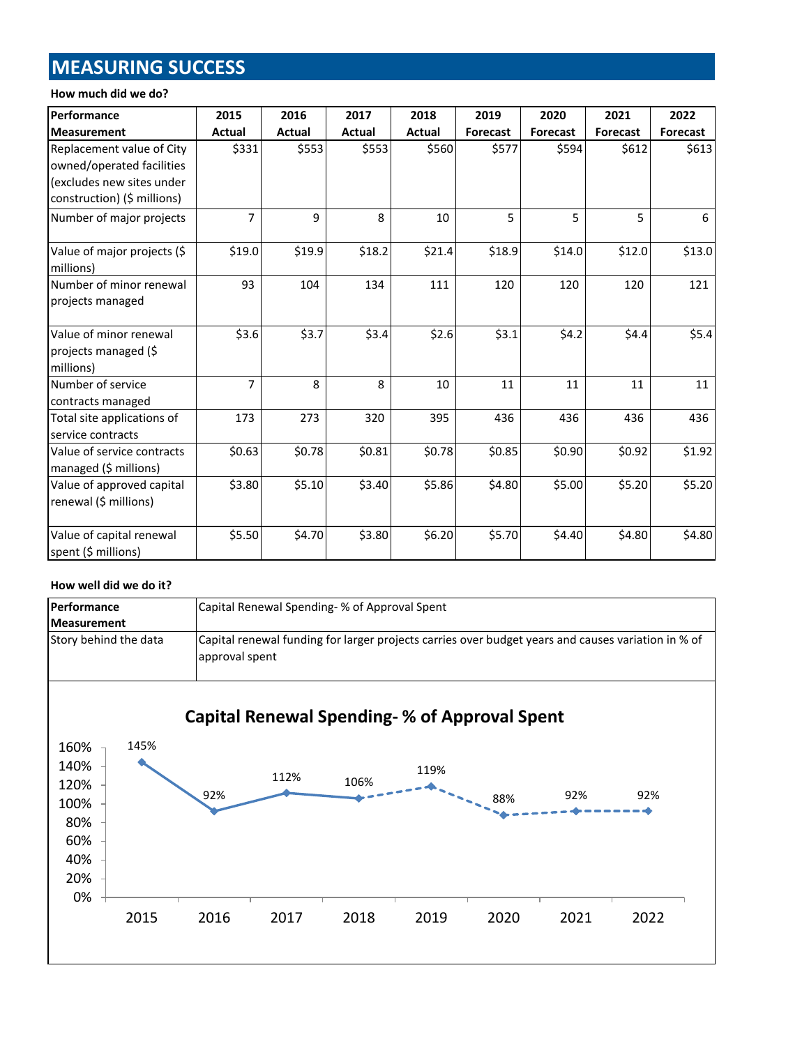# MEASURING SUCCESS

**How much did we do?**

| Performance Measurement | 2015 Actual | 2016 Actual | 2017 Actual | 2018 Actual | 2019 Forecast | 2020 Forecast | 2021 Forecast | 2022 Forecast |
|---|---|---|---|---|---|---|---|---|
| Replacement value of City owned/operated facilities (excludes new sites under construction) ($ millions) | $331 | $553 | $553 | $560 | $577 | $594 | $612 | $613 |
| Number of major projects | 7 | 9 | 8 | 10 | 5 | 5 | 5 | 6 |
| Value of major projects ($ millions) | $19.0 | $19.9 | $18.2 | $21.4 | $18.9 | $14.0 | $12.0 | $13.0 |
| Number of minor renewal projects managed | 93 | 104 | 134 | 111 | 120 | 120 | 120 | 121 |
| Value of minor renewal projects managed ($ millions) | $3.6 | $3.7 | $3.4 | $2.6 | $3.1 | $4.2 | $4.4 | $5.4 |
| Number of service contracts managed | 7 | 8 | 8 | 10 | 11 | 11 | 11 | 11 |
| Total site applications of service contracts | 173 | 273 | 320 | 395 | 436 | 436 | 436 | 436 |
| Value of service contracts managed ($ millions) | $0.63 | $0.78 | $0.81 | $0.78 | $0.85 | $0.90 | $0.92 | $1.92 |
| Value of approved capital renewal ($ millions) | $3.80 | $5.10 | $3.40 | $5.86 | $4.80 | $5.00 | $5.20 | $5.20 |
| Value of capital renewal spent ($ millions) | $5.50 | $4.70 | $3.80 | $6.20 | $5.70 | $4.40 | $4.80 | $4.80 |

**How well did we do it?**

| Performance Measurement | Capital Renewal Spending- % of Approval Spent |
|---|---|
| Story behind the data | Capital renewal funding for larger projects carries over budget years and causes variation in % of approval spent |

**Capital Renewal Spending- % of Approval Spent**

| Year | 2015 | 2016 | 2017 | 2018 | 2019 | 2020 | 2021 | 2022 |
|---|---|---|---|---|---|---|---|---|
| % of Approval Spent | 145% | 92% | 112% | 106% | 119% | 88% | 92% | 92% |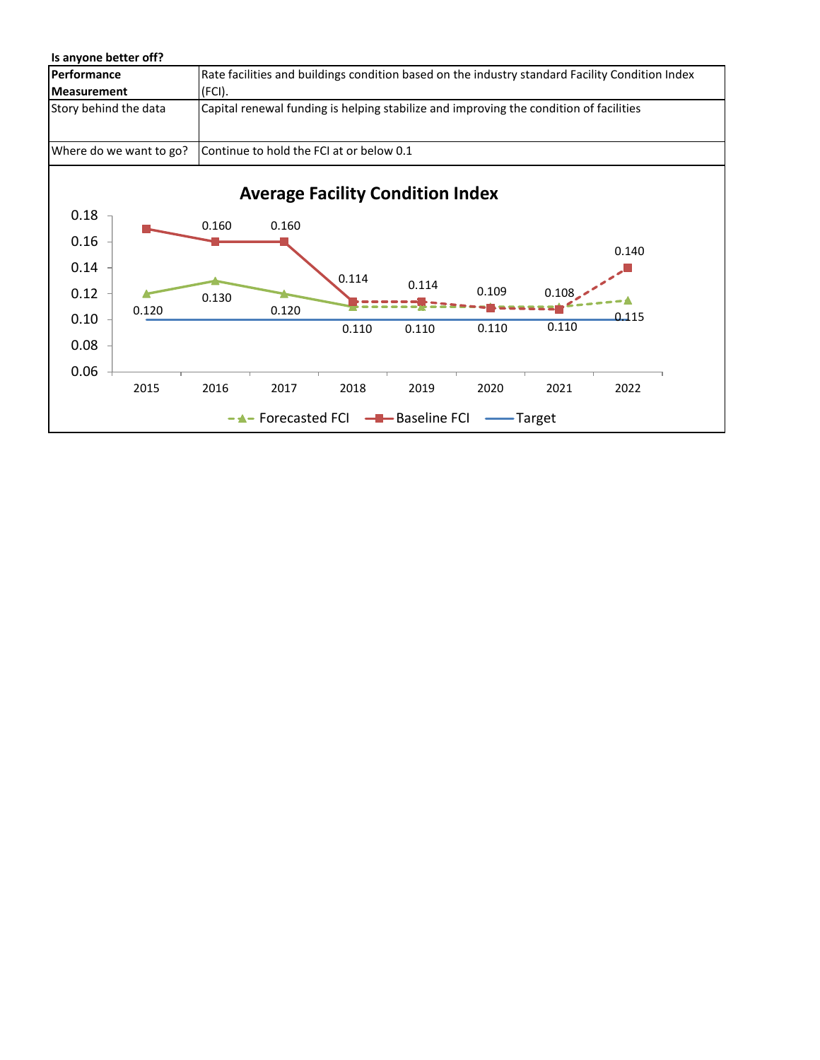**Is anyone better off?**

| | |
|---|---|
| **Performance Measurement** | Rate facilities and buildings condition based on the industry standard Facility Condition Index (FCI). |
| Story behind the data | Capital renewal funding is helping stabilize and improving the condition of facilities |
| Where do we want to go? | Continue to hold the FCI at or below 0.1 |

**Average Facility Condition Index**

0.18
0.16
0.14
0.12
0.10
0.08
0.06

2015 2016 2017 2018 2019 2020 2021 2022

0.160 0.160 0.114 0.114 0.109 0.108 0.140

0.120 0.130 0.120 0.110 0.110 0.110 0.110 0.115

Forecasted FCI — Baseline FCI — Target